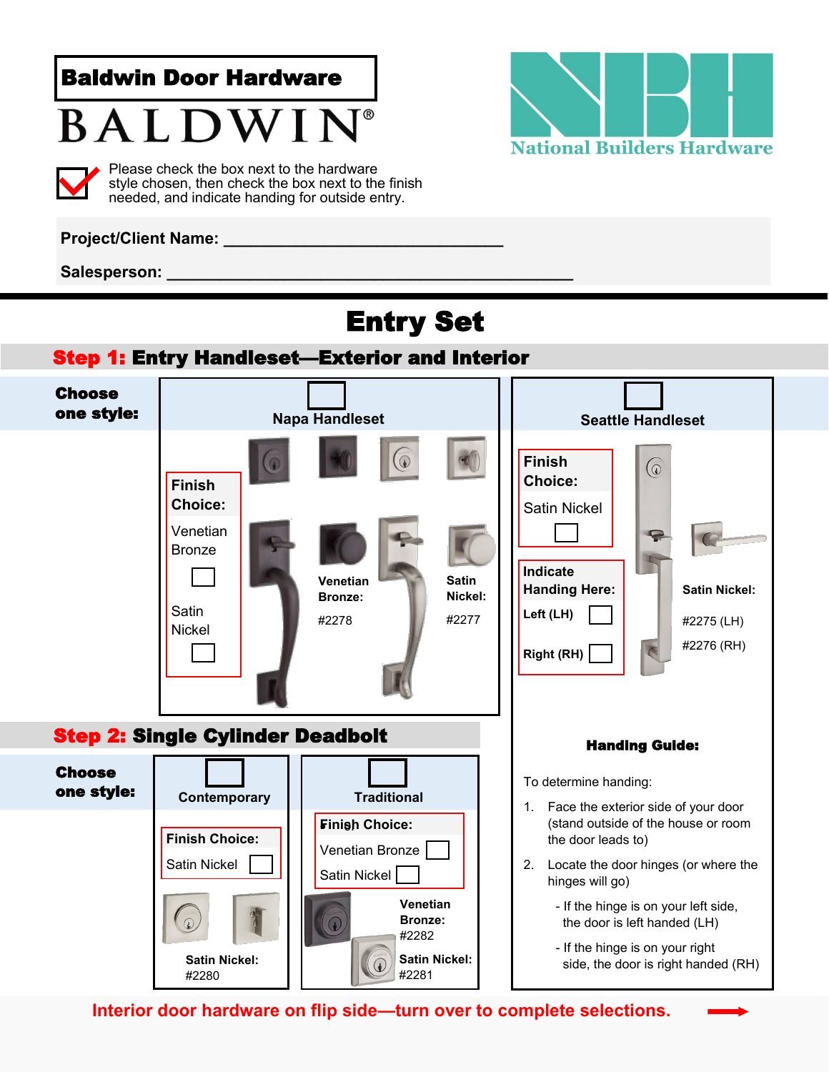**Baldwin Door Hardware**

BALDWIN®

**National Builders Hardware**

☑ Please check the box next to the hardware style chosen, then check the box next to the finish needed, and indicate handing for outside entry.

**Project/Client Name:** ______________________________

**Salesperson:** ____________________________________________

# Entry Set

## Step 1: Entry Handleset—Exterior and Interior

**Choose one style:**

### ☐ Napa Handleset

**Finish Choice:**

- Venetian Bronze ☐
- Satin Nickel ☐

**Venetian Bronze:** #2278

**Satin Nickel:** #2277

### ☐ Seattle Handleset

**Finish Choice:**

- Satin Nickel ☐

**Indicate Handing Here:**

- Left (LH) ☐
- Right (RH) ☐

**Satin Nickel:**

#2275 (LH)

#2276 (RH)

## Step 2: Single Cylinder Deadbolt

**Choose one style:**

### ☐ Contemporary

**Finish Choice:**

- Satin Nickel ☐

**Satin Nickel:** #2280

### ☐ Traditional

**Finish Choice:**

- Venetian Bronze ☐
- Satin Nickel ☐

**Venetian Bronze:** #2282

**Satin Nickel:** #2281

**Handing Guide:**

To determine handing:

1. Face the exterior side of your door (stand outside of the house or room the door leads to)
2. Locate the door hinges (or where the hinges will go)
   - If the hinge is on your left side, the door is left handed (LH)
   - If the hinge is on your right side, the door is right handed (RH)

**Interior door hardware on flip side—turn over to complete selections.** →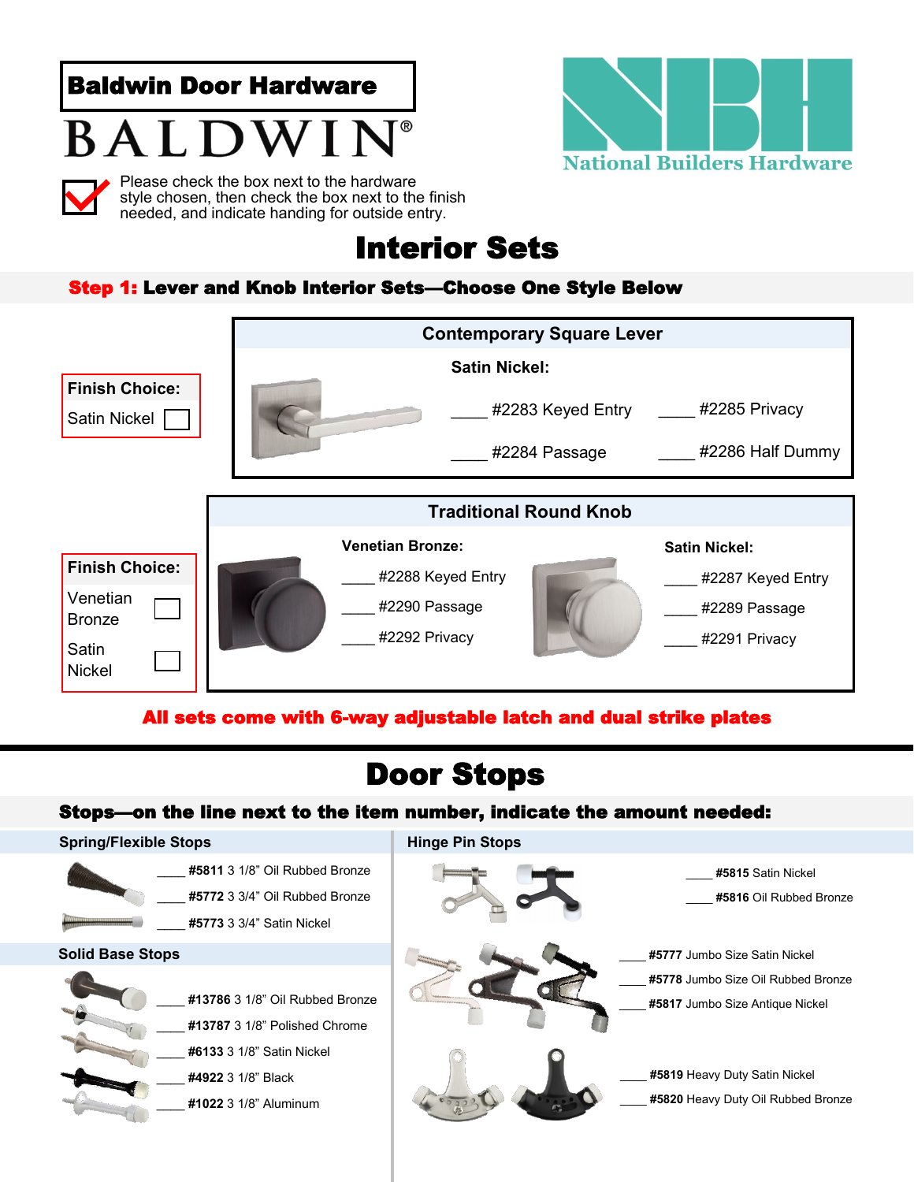# Baldwin Door Hardware

BALDWIN®

National Builders Hardware

Please check the box next to the hardware style chosen, then check the box next to the finish needed, and indicate handing for outside entry.

## Interior Sets

### Step 1: Lever and Knob Interior Sets—Choose One Style Below

**Finish Choice:**

Satin Nickel ☐

#### Contemporary Square Lever

**Satin Nickel:**

____ #2283 Keyed Entry

____ #2285 Privacy

____ #2284 Passage

____ #2286 Half Dummy

**Finish Choice:**

Venetian Bronze ☐

Satin Nickel ☐

#### Traditional Round Knob

**Venetian Bronze:**

____ #2288 Keyed Entry

____ #2290 Passage

____ #2292 Privacy

**Satin Nickel:**

____ #2287 Keyed Entry

____ #2289 Passage

____ #2291 Privacy

**All sets come with 6-way adjustable latch and dual strike plates**

## Door Stops

### Stops—on the line next to the item number, indicate the amount needed:

#### Spring/Flexible Stops

____ **#5811** 3 1/8" Oil Rubbed Bronze

____ **#5772** 3 3/4" Oil Rubbed Bronze

____ **#5773** 3 3/4" Satin Nickel

#### Solid Base Stops

____ **#13786** 3 1/8" Oil Rubbed Bronze

____ **#13787** 3 1/8" Polished Chrome

____ **#6133** 3 1/8" Satin Nickel

____ **#4922** 3 1/8" Black

____ **#1022** 3 1/8" Aluminum

#### Hinge Pin Stops

____ **#5815** Satin Nickel

____ **#5816** Oil Rubbed Bronze

____ **#5777** Jumbo Size Satin Nickel

____ **#5778** Jumbo Size Oil Rubbed Bronze

____ **#5817** Jumbo Size Antique Nickel

____ **#5819** Heavy Duty Satin Nickel

____ **#5820** Heavy Duty Oil Rubbed Bronze